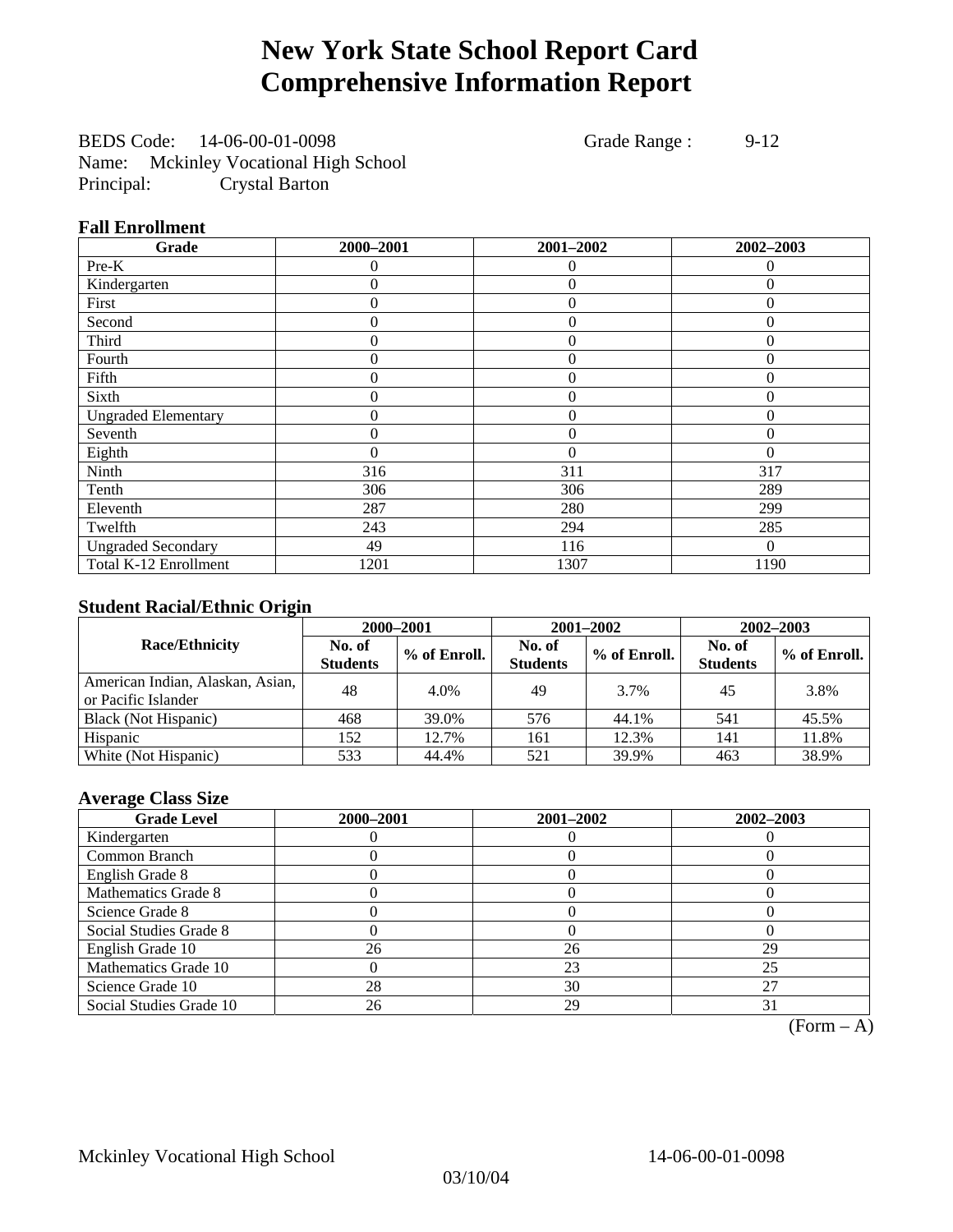# New York State School Report Card
# Comprehensive Information Report

BEDS Code: 14-06-00-01-0098 Grade Range : 9-12
Name: Mckinley Vocational High School
Principal: Crystal Barton

### Fall Enrollment

| Grade | 2000–2001 | 2001–2002 | 2002–2003 |
|---|---|---|---|
| Pre-K | 0 | 0 | 0 |
| Kindergarten | 0 | 0 | 0 |
| First | 0 | 0 | 0 |
| Second | 0 | 0 | 0 |
| Third | 0 | 0 | 0 |
| Fourth | 0 | 0 | 0 |
| Fifth | 0 | 0 | 0 |
| Sixth | 0 | 0 | 0 |
| Ungraded Elementary | 0 | 0 | 0 |
| Seventh | 0 | 0 | 0 |
| Eighth | 0 | 0 | 0 |
| Ninth | 316 | 311 | 317 |
| Tenth | 306 | 306 | 289 |
| Eleventh | 287 | 280 | 299 |
| Twelfth | 243 | 294 | 285 |
| Ungraded Secondary | 49 | 116 | 0 |
| Total K-12 Enrollment | 1201 | 1307 | 1190 |

### Student Racial/Ethnic Origin

| Race/Ethnicity | 2000–2001 | | 2001–2002 | | 2002–2003 | |
|---|---|---|---|---|---|---|
| | No. of Students | % of Enroll. | No. of Students | % of Enroll. | No. of Students | % of Enroll. |
| American Indian, Alaskan, Asian, or Pacific Islander | 48 | 4.0% | 49 | 3.7% | 45 | 3.8% |
| Black (Not Hispanic) | 468 | 39.0% | 576 | 44.1% | 541 | 45.5% |
| Hispanic | 152 | 12.7% | 161 | 12.3% | 141 | 11.8% |
| White (Not Hispanic) | 533 | 44.4% | 521 | 39.9% | 463 | 38.9% |

### Average Class Size

| Grade Level | 2000–2001 | 2001–2002 | 2002–2003 |
|---|---|---|---|
| Kindergarten | 0 | 0 | 0 |
| Common Branch | 0 | 0 | 0 |
| English Grade 8 | 0 | 0 | 0 |
| Mathematics Grade 8 | 0 | 0 | 0 |
| Science Grade 8 | 0 | 0 | 0 |
| Social Studies Grade 8 | 0 | 0 | 0 |
| English Grade 10 | 26 | 26 | 29 |
| Mathematics Grade 10 | 0 | 23 | 25 |
| Science Grade 10 | 28 | 30 | 27 |
| Social Studies Grade 10 | 26 | 29 | 31 |

(Form – A)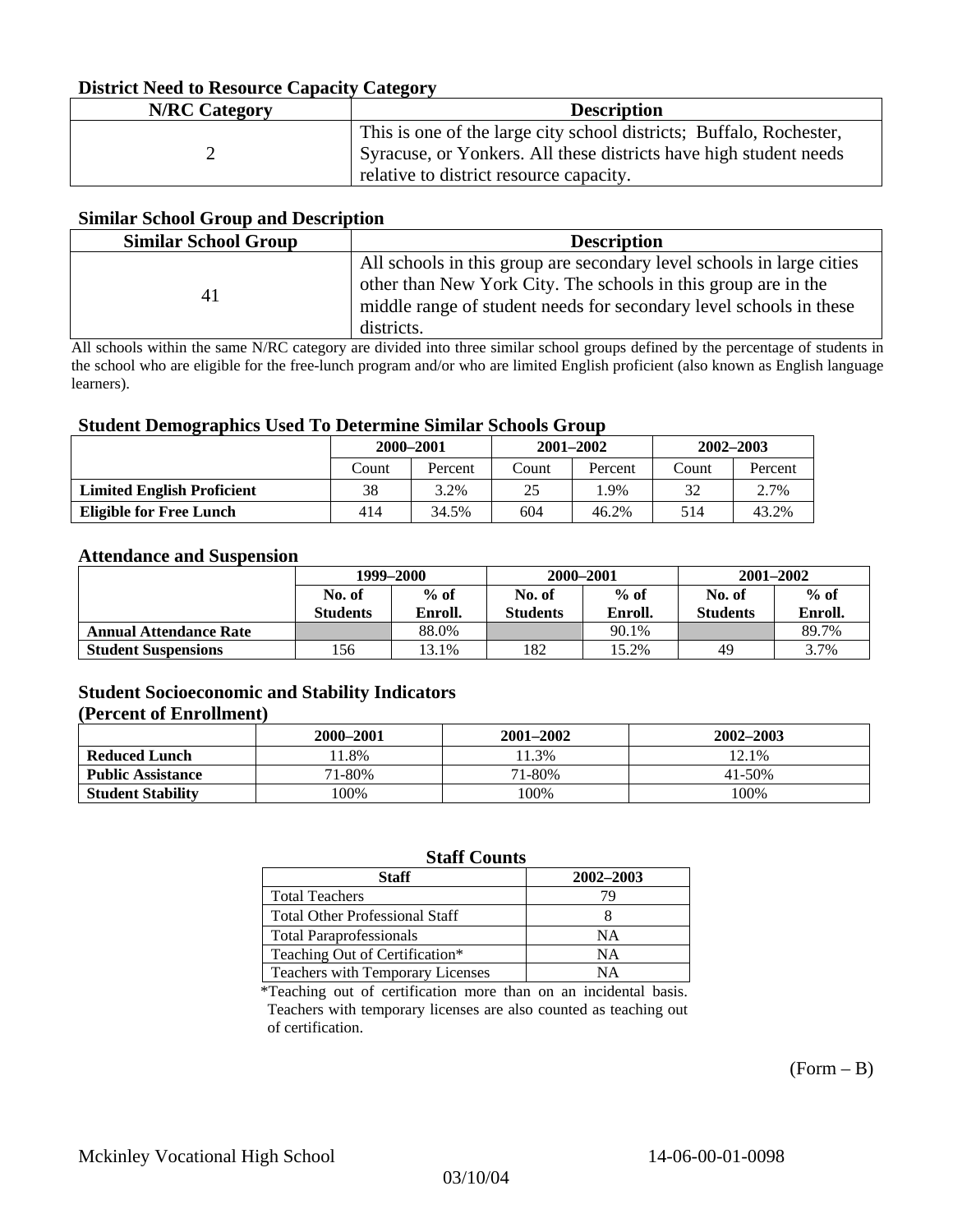### District Need to Resource Capacity Category

| N/RC Category | Description |
|---|---|
| 2 | This is one of the large city school districts; Buffalo, Rochester, Syracuse, or Yonkers. All these districts have high student needs relative to district resource capacity. |

### Similar School Group and Description

| Similar School Group | Description |
|---|---|
| 41 | All schools in this group are secondary level schools in large cities other than New York City. The schools in this group are in the middle range of student needs for secondary level schools in these districts. |

All schools within the same N/RC category are divided into three similar school groups defined by the percentage of students in the school who are eligible for the free-lunch program and/or who are limited English proficient (also known as English language learners).

### Student Demographics Used To Determine Similar Schools Group

| | 2000–2001 | | 2001–2002 | | 2002–2003 | |
|---|---|---|---|---|---|---|
| | Count | Percent | Count | Percent | Count | Percent |
| **Limited English Proficient** | 38 | 3.2% | 25 | 1.9% | 32 | 2.7% |
| **Eligible for Free Lunch** | 414 | 34.5% | 604 | 46.2% | 514 | 43.2% |

### Attendance and Suspension

| | 1999–2000 | | 2000–2001 | | 2001–2002 | |
|---|---|---|---|---|---|---|
| | No. of Students | % of Enroll. | No. of Students | % of Enroll. | No. of Students | % of Enroll. |
| **Annual Attendance Rate** | | 88.0% | | 90.1% | | 89.7% |
| **Student Suspensions** | 156 | 13.1% | 182 | 15.2% | 49 | 3.7% |

### Student Socioeconomic and Stability Indicators (Percent of Enrollment)

| | 2000–2001 | 2001–2002 | 2002–2003 |
|---|---|---|---|
| **Reduced Lunch** | 11.8% | 11.3% | 12.1% |
| **Public Assistance** | 71-80% | 71-80% | 41-50% |
| **Student Stability** | 100% | 100% | 100% |

### Staff Counts

| Staff | 2002–2003 |
|---|---|
| Total Teachers | 79 |
| Total Other Professional Staff | 8 |
| Total Paraprofessionals | NA |
| Teaching Out of Certification* | NA |
| Teachers with Temporary Licenses | NA |

*Teaching out of certification more than on an incidental basis. Teachers with temporary licenses are also counted as teaching out of certification.

(Form – B)

Mckinley Vocational High School 14-06-00-01-0098

03/10/04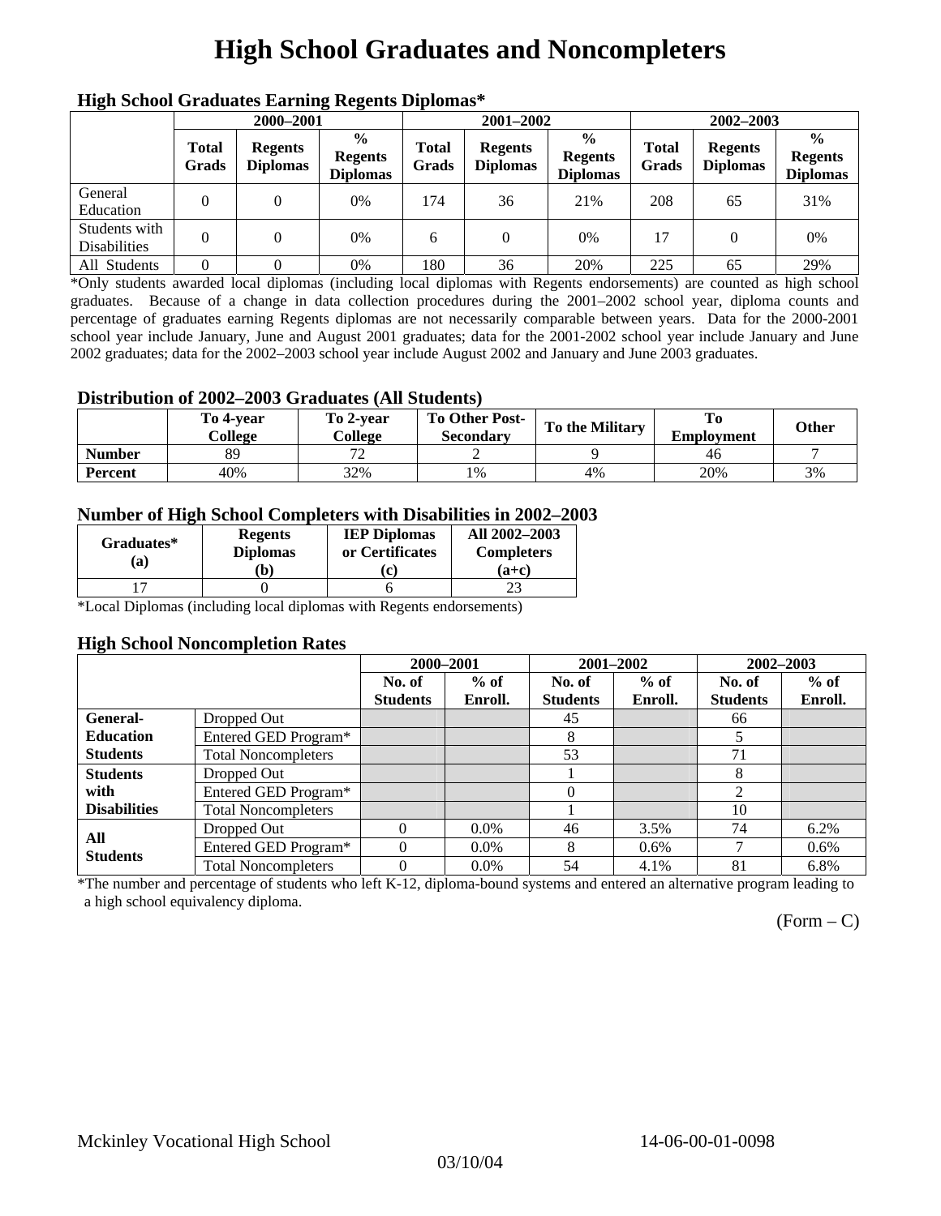# High School Graduates and Noncompleters

### High School Graduates Earning Regents Diplomas*

| | 2000–2001 | | | 2001–2002 | | | 2002–2003 | | |
|---|---|---|---|---|---|---|---|---|---|
| | Total Grads | Regents Diplomas | % Regents Diplomas | Total Grads | Regents Diplomas | % Regents Diplomas | Total Grads | Regents Diplomas | % Regents Diplomas |
| General Education | 0 | 0 | 0% | 174 | 36 | 21% | 208 | 65 | 31% |
| Students with Disabilities | 0 | 0 | 0% | 6 | 0 | 0% | 17 | 0 | 0% |
| All Students | 0 | 0 | 0% | 180 | 36 | 20% | 225 | 65 | 29% |

*Only students awarded local diplomas (including local diplomas with Regents endorsements) are counted as high school graduates. Because of a change in data collection procedures during the 2001–2002 school year, diploma counts and percentage of graduates earning Regents diplomas are not necessarily comparable between years. Data for the 2000-2001 school year include January, June and August 2001 graduates; data for the 2001-2002 school year include January and June 2002 graduates; data for the 2002–2003 school year include August 2002 and January and June 2003 graduates.

### Distribution of 2002–2003 Graduates (All Students)

| | To 4-year College | To 2-year College | To Other Post-Secondary | To the Military | To Employment | Other |
|---|---|---|---|---|---|---|
| Number | 89 | 72 | 2 | 9 | 46 | 7 |
| Percent | 40% | 32% | 1% | 4% | 20% | 3% |

### Number of High School Completers with Disabilities in 2002–2003

| Graduates* (a) | Regents Diplomas (b) | IEP Diplomas or Certificates (c) | All 2002–2003 Completers (a+c) |
|---|---|---|---|
| 17 | 0 | 6 | 23 |

*Local Diplomas (including local diplomas with Regents endorsements)

### High School Noncompletion Rates

| | | 2000–2001 | | 2001–2002 | | 2002–2003 | |
|---|---|---|---|---|---|---|---|
| | | No. of Students | % of Enroll. | No. of Students | % of Enroll. | No. of Students | % of Enroll. |
| General-Education Students | Dropped Out | | | 45 | | 66 | |
| | Entered GED Program* | | | 8 | | 5 | |
| | Total Noncompleters | | | 53 | | 71 | |
| Students with Disabilities | Dropped Out | | | 1 | | 8 | |
| | Entered GED Program* | | | 0 | | 2 | |
| | Total Noncompleters | | | 1 | | 10 | |
| All Students | Dropped Out | 0 | 0.0% | 46 | 3.5% | 74 | 6.2% |
| | Entered GED Program* | 0 | 0.0% | 8 | 0.6% | 7 | 0.6% |
| | Total Noncompleters | 0 | 0.0% | 54 | 4.1% | 81 | 6.8% |

*The number and percentage of students who left K-12, diploma-bound systems and entered an alternative program leading to a high school equivalency diploma.

(Form – C)

Mckinley Vocational High School 14-06-00-01-0098

03/10/04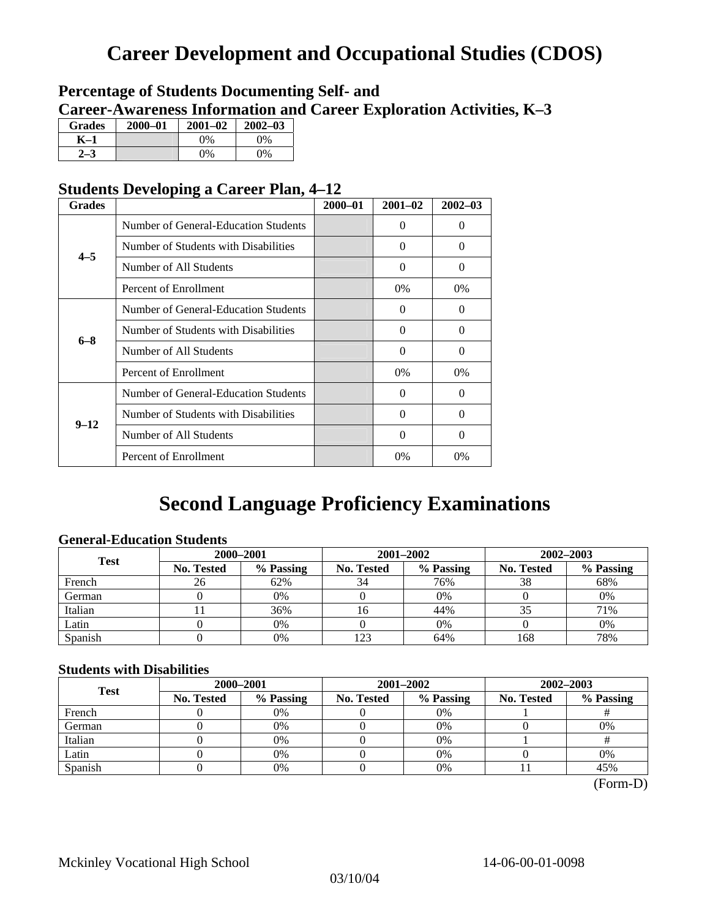# Career Development and Occupational Studies (CDOS)

### Percentage of Students Documenting Self- and Career-Awareness Information and Career Exploration Activities, K–3

| Grades | 2000–01 | 2001–02 | 2002–03 |
|---|---|---|---|
| K–1 | | 0% | 0% |
| 2–3 | | 0% | 0% |

### Students Developing a Career Plan, 4–12

| Grades | | 2000–01 | 2001–02 | 2002–03 |
|---|---|---|---|---|
| 4–5 | Number of General-Education Students | | 0 | 0 |
| | Number of Students with Disabilities | | 0 | 0 |
| | Number of All Students | | 0 | 0 |
| | Percent of Enrollment | | 0% | 0% |
| 6–8 | Number of General-Education Students | | 0 | 0 |
| | Number of Students with Disabilities | | 0 | 0 |
| | Number of All Students | | 0 | 0 |
| | Percent of Enrollment | | 0% | 0% |
| 9–12 | Number of General-Education Students | | 0 | 0 |
| | Number of Students with Disabilities | | 0 | 0 |
| | Number of All Students | | 0 | 0 |
| | Percent of Enrollment | | 0% | 0% |

# Second Language Proficiency Examinations

### General-Education Students

| Test | 2000–2001 | | 2001–2002 | | 2002–2003 | |
|---|---|---|---|---|---|---|
| | No. Tested | % Passing | No. Tested | % Passing | No. Tested | % Passing |
| French | 26 | 62% | 34 | 76% | 38 | 68% |
| German | 0 | 0% | 0 | 0% | 0 | 0% |
| Italian | 11 | 36% | 16 | 44% | 35 | 71% |
| Latin | 0 | 0% | 0 | 0% | 0 | 0% |
| Spanish | 0 | 0% | 123 | 64% | 168 | 78% |

### Students with Disabilities

| Test | 2000–2001 | | 2001–2002 | | 2002–2003 | |
|---|---|---|---|---|---|---|
| | No. Tested | % Passing | No. Tested | % Passing | No. Tested | % Passing |
| French | 0 | 0% | 0 | 0% | 1 | # |
| German | 0 | 0% | 0 | 0% | 0 | 0% |
| Italian | 0 | 0% | 0 | 0% | 1 | # |
| Latin | 0 | 0% | 0 | 0% | 0 | 0% |
| Spanish | 0 | 0% | 0 | 0% | 11 | 45% |

(Form-D)

Mckinley Vocational High School 14-06-00-01-0098

03/10/04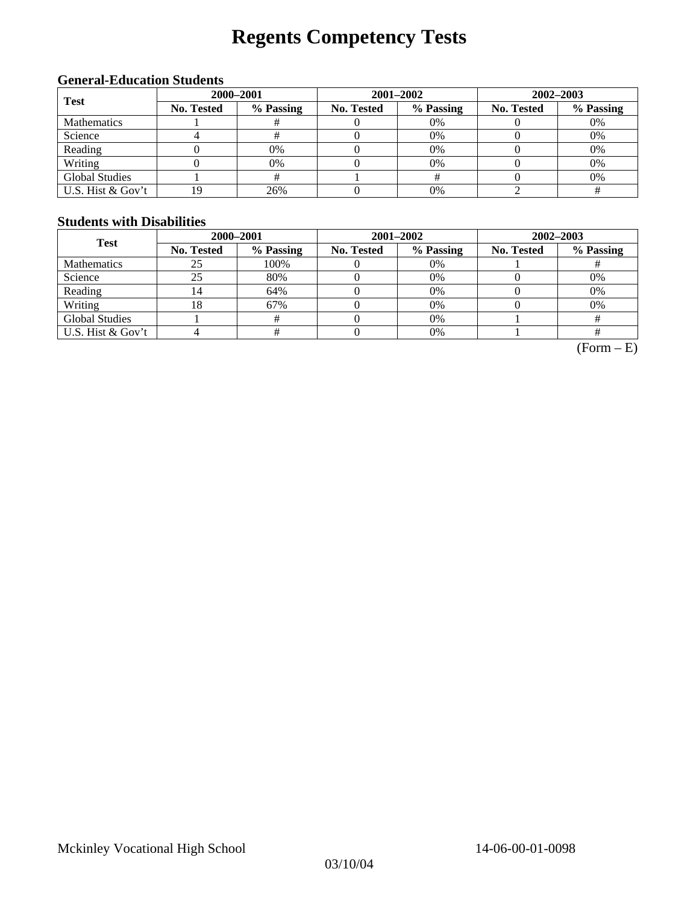# Regents Competency Tests

### General-Education Students

| Test | 2000–2001 | | 2001–2002 | | 2002–2003 | |
|---|---|---|---|---|---|---|
| | No. Tested | % Passing | No. Tested | % Passing | No. Tested | % Passing |
| Mathematics | 1 | # | 0 | 0% | 0 | 0% |
| Science | 4 | # | 0 | 0% | 0 | 0% |
| Reading | 0 | 0% | 0 | 0% | 0 | 0% |
| Writing | 0 | 0% | 0 | 0% | 0 | 0% |
| Global Studies | 1 | # | 1 | # | 0 | 0% |
| U.S. Hist & Gov't | 19 | 26% | 0 | 0% | 2 | # |

### Students with Disabilities

| Test | 2000–2001 | | 2001–2002 | | 2002–2003 | |
|---|---|---|---|---|---|---|
| | No. Tested | % Passing | No. Tested | % Passing | No. Tested | % Passing |
| Mathematics | 25 | 100% | 0 | 0% | 1 | # |
| Science | 25 | 80% | 0 | 0% | 0 | 0% |
| Reading | 14 | 64% | 0 | 0% | 0 | 0% |
| Writing | 18 | 67% | 0 | 0% | 0 | 0% |
| Global Studies | 1 | # | 0 | 0% | 1 | # |
| U.S. Hist & Gov't | 4 | # | 0 | 0% | 1 | # |

(Form – E)

Mckinley Vocational High School 14-06-00-01-0098

03/10/04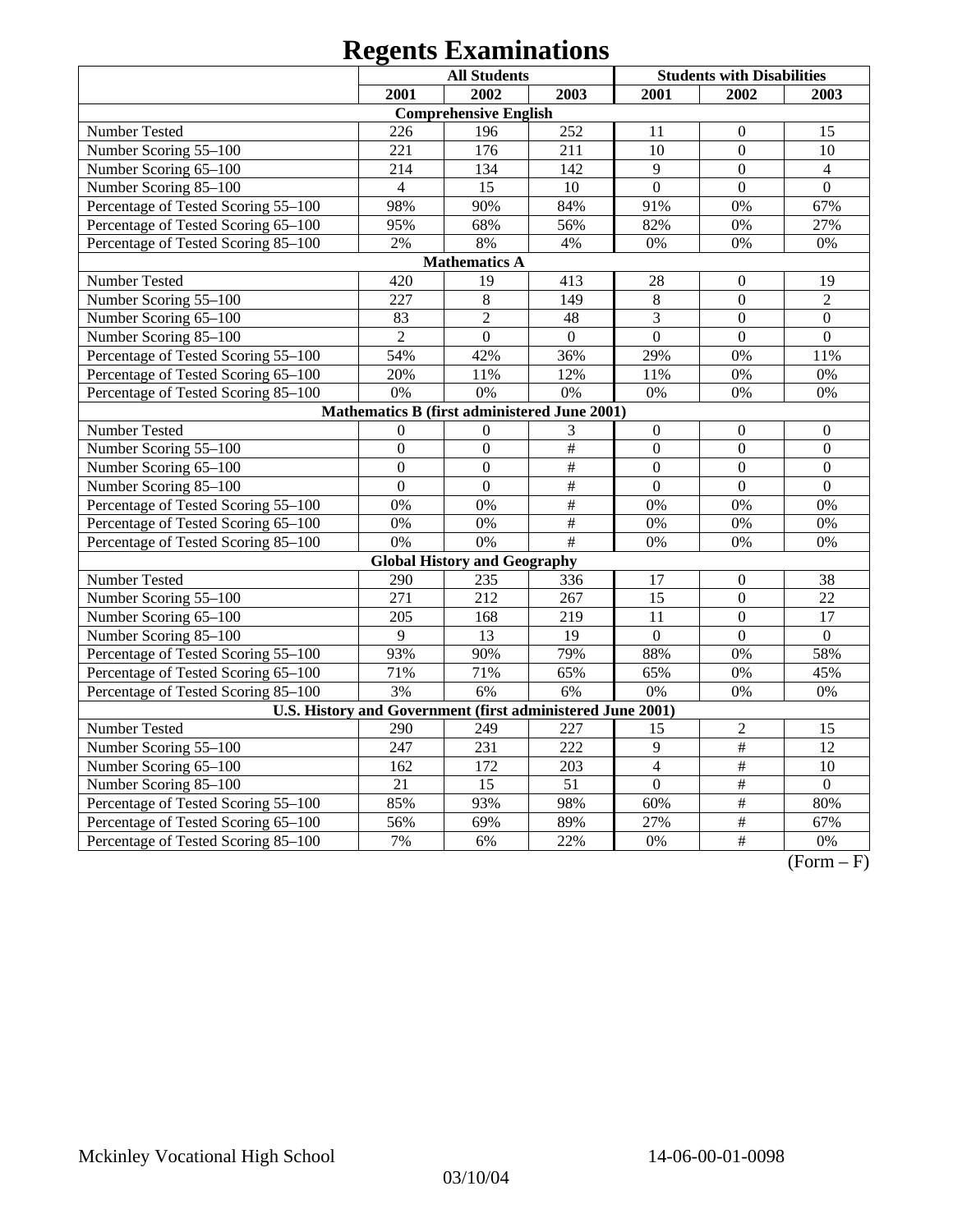# Regents Examinations

| | All Students | | | Students with Disabilities | | |
|---|---|---|---|---|---|---|
| | 2001 | 2002 | 2003 | 2001 | 2002 | 2003 |
| **Comprehensive English** | | | | | | |
| Number Tested | 226 | 196 | 252 | 11 | 0 | 15 |
| Number Scoring 55–100 | 221 | 176 | 211 | 10 | 0 | 10 |
| Number Scoring 65–100 | 214 | 134 | 142 | 9 | 0 | 4 |
| Number Scoring 85–100 | 4 | 15 | 10 | 0 | 0 | 0 |
| Percentage of Tested Scoring 55–100 | 98% | 90% | 84% | 91% | 0% | 67% |
| Percentage of Tested Scoring 65–100 | 95% | 68% | 56% | 82% | 0% | 27% |
| Percentage of Tested Scoring 85–100 | 2% | 8% | 4% | 0% | 0% | 0% |
| **Mathematics A** | | | | | | |
| Number Tested | 420 | 19 | 413 | 28 | 0 | 19 |
| Number Scoring 55–100 | 227 | 8 | 149 | 8 | 0 | 2 |
| Number Scoring 65–100 | 83 | 2 | 48 | 3 | 0 | 0 |
| Number Scoring 85–100 | 2 | 0 | 0 | 0 | 0 | 0 |
| Percentage of Tested Scoring 55–100 | 54% | 42% | 36% | 29% | 0% | 11% |
| Percentage of Tested Scoring 65–100 | 20% | 11% | 12% | 11% | 0% | 0% |
| Percentage of Tested Scoring 85–100 | 0% | 0% | 0% | 0% | 0% | 0% |
| **Mathematics B (first administered June 2001)** | | | | | | |
| Number Tested | 0 | 0 | 3 | 0 | 0 | 0 |
| Number Scoring 55–100 | 0 | 0 | # | 0 | 0 | 0 |
| Number Scoring 65–100 | 0 | 0 | # | 0 | 0 | 0 |
| Number Scoring 85–100 | 0 | 0 | # | 0 | 0 | 0 |
| Percentage of Tested Scoring 55–100 | 0% | 0% | # | 0% | 0% | 0% |
| Percentage of Tested Scoring 65–100 | 0% | 0% | # | 0% | 0% | 0% |
| Percentage of Tested Scoring 85–100 | 0% | 0% | # | 0% | 0% | 0% |
| **Global History and Geography** | | | | | | |
| Number Tested | 290 | 235 | 336 | 17 | 0 | 38 |
| Number Scoring 55–100 | 271 | 212 | 267 | 15 | 0 | 22 |
| Number Scoring 65–100 | 205 | 168 | 219 | 11 | 0 | 17 |
| Number Scoring 85–100 | 9 | 13 | 19 | 0 | 0 | 0 |
| Percentage of Tested Scoring 55–100 | 93% | 90% | 79% | 88% | 0% | 58% |
| Percentage of Tested Scoring 65–100 | 71% | 71% | 65% | 65% | 0% | 45% |
| Percentage of Tested Scoring 85–100 | 3% | 6% | 6% | 0% | 0% | 0% |
| **U.S. History and Government (first administered June 2001)** | | | | | | |
| Number Tested | 290 | 249 | 227 | 15 | 2 | 15 |
| Number Scoring 55–100 | 247 | 231 | 222 | 9 | # | 12 |
| Number Scoring 65–100 | 162 | 172 | 203 | 4 | # | 10 |
| Number Scoring 85–100 | 21 | 15 | 51 | 0 | # | 0 |
| Percentage of Tested Scoring 55–100 | 85% | 93% | 98% | 60% | # | 80% |
| Percentage of Tested Scoring 65–100 | 56% | 69% | 89% | 27% | # | 67% |
| Percentage of Tested Scoring 85–100 | 7% | 6% | 22% | 0% | # | 0% |

(Form – F)

Mckinley Vocational High School 14-06-00-01-0098

03/10/04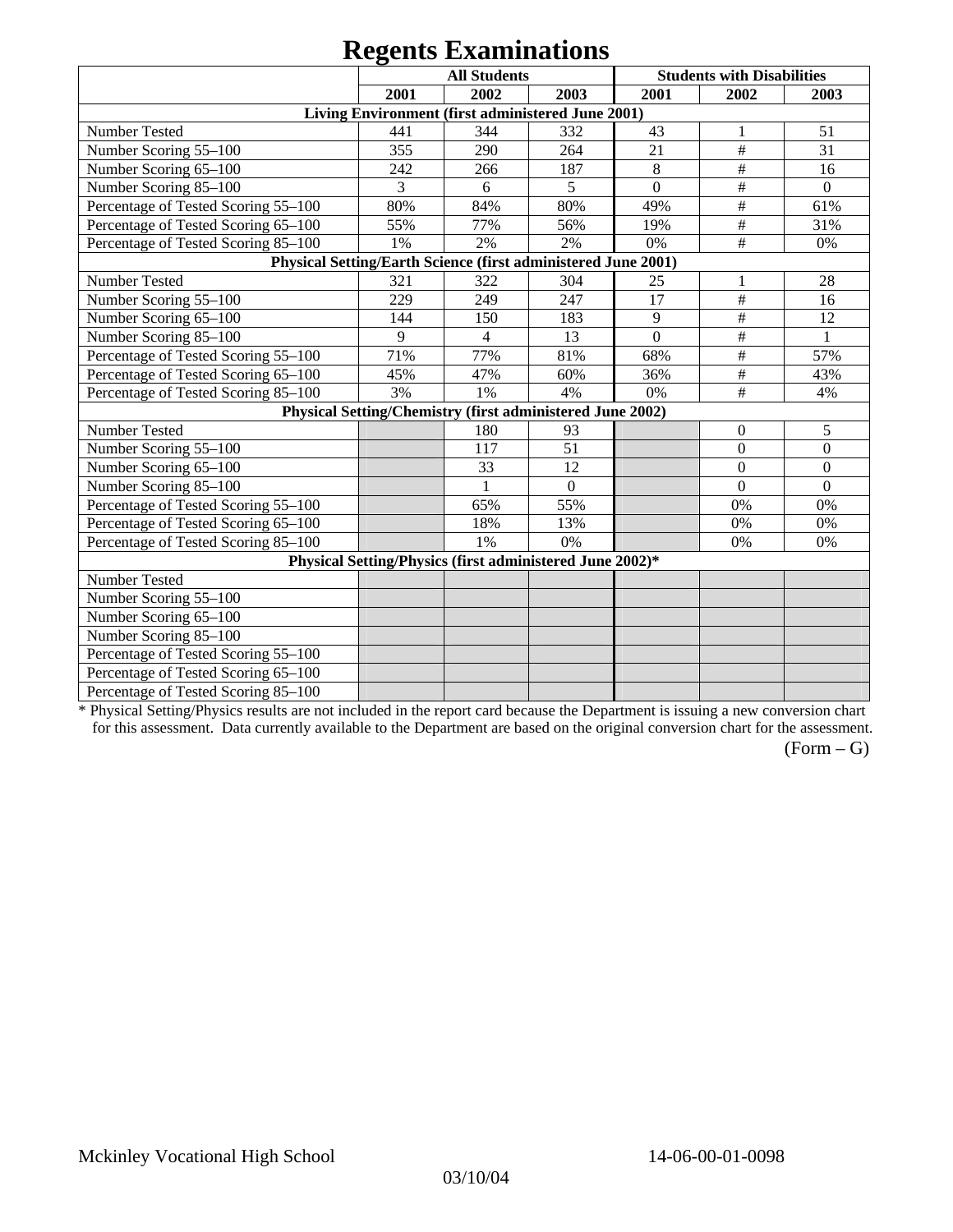# Regents Examinations

| | All Students | | | Students with Disabilities | | |
|---|---|---|---|---|---|---|
| | 2001 | 2002 | 2003 | 2001 | 2002 | 2003 |
| **Living Environment (first administered June 2001)** | | | | | | |
| Number Tested | 441 | 344 | 332 | 43 | 1 | 51 |
| Number Scoring 55–100 | 355 | 290 | 264 | 21 | # | 31 |
| Number Scoring 65–100 | 242 | 266 | 187 | 8 | # | 16 |
| Number Scoring 85–100 | 3 | 6 | 5 | 0 | # | 0 |
| Percentage of Tested Scoring 55–100 | 80% | 84% | 80% | 49% | # | 61% |
| Percentage of Tested Scoring 65–100 | 55% | 77% | 56% | 19% | # | 31% |
| Percentage of Tested Scoring 85–100 | 1% | 2% | 2% | 0% | # | 0% |
| **Physical Setting/Earth Science (first administered June 2001)** | | | | | | |
| Number Tested | 321 | 322 | 304 | 25 | 1 | 28 |
| Number Scoring 55–100 | 229 | 249 | 247 | 17 | # | 16 |
| Number Scoring 65–100 | 144 | 150 | 183 | 9 | # | 12 |
| Number Scoring 85–100 | 9 | 4 | 13 | 0 | # | 1 |
| Percentage of Tested Scoring 55–100 | 71% | 77% | 81% | 68% | # | 57% |
| Percentage of Tested Scoring 65–100 | 45% | 47% | 60% | 36% | # | 43% |
| Percentage of Tested Scoring 85–100 | 3% | 1% | 4% | 0% | # | 4% |
| **Physical Setting/Chemistry (first administered June 2002)** | | | | | | |
| Number Tested | | 180 | 93 | | 0 | 5 |
| Number Scoring 55–100 | | 117 | 51 | | 0 | 0 |
| Number Scoring 65–100 | | 33 | 12 | | 0 | 0 |
| Number Scoring 85–100 | | 1 | 0 | | 0 | 0 |
| Percentage of Tested Scoring 55–100 | | 65% | 55% | | 0% | 0% |
| Percentage of Tested Scoring 65–100 | | 18% | 13% | | 0% | 0% |
| Percentage of Tested Scoring 85–100 | | 1% | 0% | | 0% | 0% |
| **Physical Setting/Physics (first administered June 2002)*** | | | | | | |
| Number Tested | | | | | | |
| Number Scoring 55–100 | | | | | | |
| Number Scoring 65–100 | | | | | | |
| Number Scoring 85–100 | | | | | | |
| Percentage of Tested Scoring 55–100 | | | | | | |
| Percentage of Tested Scoring 65–100 | | | | | | |
| Percentage of Tested Scoring 85–100 | | | | | | |

* Physical Setting/Physics results are not included in the report card because the Department is issuing a new conversion chart for this assessment. Data currently available to the Department are based on the original conversion chart for the assessment.

(Form – G)

Mckinley Vocational High School 14-06-00-01-0098

03/10/04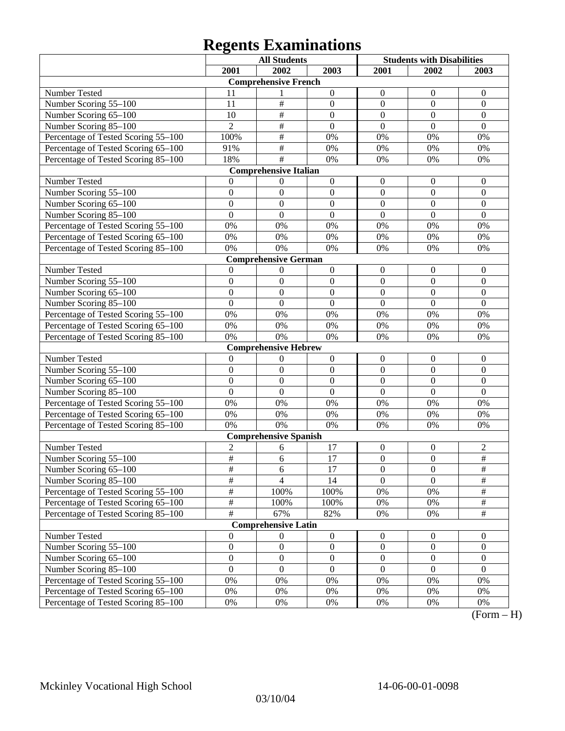# Regents Examinations

| | All Students | | | Students with Disabilities | | |
|---|---|---|---|---|---|---|
| | 2001 | 2002 | 2003 | 2001 | 2002 | 2003 |
| **Comprehensive French** | | | | | | |
| Number Tested | 11 | 1 | 0 | 0 | 0 | 0 |
| Number Scoring 55–100 | 11 | # | 0 | 0 | 0 | 0 |
| Number Scoring 65–100 | 10 | # | 0 | 0 | 0 | 0 |
| Number Scoring 85–100 | 2 | # | 0 | 0 | 0 | 0 |
| Percentage of Tested Scoring 55–100 | 100% | # | 0% | 0% | 0% | 0% |
| Percentage of Tested Scoring 65–100 | 91% | # | 0% | 0% | 0% | 0% |
| Percentage of Tested Scoring 85–100 | 18% | # | 0% | 0% | 0% | 0% |
| **Comprehensive Italian** | | | | | | |
| Number Tested | 0 | 0 | 0 | 0 | 0 | 0 |
| Number Scoring 55–100 | 0 | 0 | 0 | 0 | 0 | 0 |
| Number Scoring 65–100 | 0 | 0 | 0 | 0 | 0 | 0 |
| Number Scoring 85–100 | 0 | 0 | 0 | 0 | 0 | 0 |
| Percentage of Tested Scoring 55–100 | 0% | 0% | 0% | 0% | 0% | 0% |
| Percentage of Tested Scoring 65–100 | 0% | 0% | 0% | 0% | 0% | 0% |
| Percentage of Tested Scoring 85–100 | 0% | 0% | 0% | 0% | 0% | 0% |
| **Comprehensive German** | | | | | | |
| Number Tested | 0 | 0 | 0 | 0 | 0 | 0 |
| Number Scoring 55–100 | 0 | 0 | 0 | 0 | 0 | 0 |
| Number Scoring 65–100 | 0 | 0 | 0 | 0 | 0 | 0 |
| Number Scoring 85–100 | 0 | 0 | 0 | 0 | 0 | 0 |
| Percentage of Tested Scoring 55–100 | 0% | 0% | 0% | 0% | 0% | 0% |
| Percentage of Tested Scoring 65–100 | 0% | 0% | 0% | 0% | 0% | 0% |
| Percentage of Tested Scoring 85–100 | 0% | 0% | 0% | 0% | 0% | 0% |
| **Comprehensive Hebrew** | | | | | | |
| Number Tested | 0 | 0 | 0 | 0 | 0 | 0 |
| Number Scoring 55–100 | 0 | 0 | 0 | 0 | 0 | 0 |
| Number Scoring 65–100 | 0 | 0 | 0 | 0 | 0 | 0 |
| Number Scoring 85–100 | 0 | 0 | 0 | 0 | 0 | 0 |
| Percentage of Tested Scoring 55–100 | 0% | 0% | 0% | 0% | 0% | 0% |
| Percentage of Tested Scoring 65–100 | 0% | 0% | 0% | 0% | 0% | 0% |
| Percentage of Tested Scoring 85–100 | 0% | 0% | 0% | 0% | 0% | 0% |
| **Comprehensive Spanish** | | | | | | |
| Number Tested | 2 | 6 | 17 | 0 | 0 | 2 |
| Number Scoring 55–100 | # | 6 | 17 | 0 | 0 | # |
| Number Scoring 65–100 | # | 6 | 17 | 0 | 0 | # |
| Number Scoring 85–100 | # | 4 | 14 | 0 | 0 | # |
| Percentage of Tested Scoring 55–100 | # | 100% | 100% | 0% | 0% | # |
| Percentage of Tested Scoring 65–100 | # | 100% | 100% | 0% | 0% | # |
| Percentage of Tested Scoring 85–100 | # | 67% | 82% | 0% | 0% | # |
| **Comprehensive Latin** | | | | | | |
| Number Tested | 0 | 0 | 0 | 0 | 0 | 0 |
| Number Scoring 55–100 | 0 | 0 | 0 | 0 | 0 | 0 |
| Number Scoring 65–100 | 0 | 0 | 0 | 0 | 0 | 0 |
| Number Scoring 85–100 | 0 | 0 | 0 | 0 | 0 | 0 |
| Percentage of Tested Scoring 55–100 | 0% | 0% | 0% | 0% | 0% | 0% |
| Percentage of Tested Scoring 65–100 | 0% | 0% | 0% | 0% | 0% | 0% |
| Percentage of Tested Scoring 85–100 | 0% | 0% | 0% | 0% | 0% | 0% |

(Form – H)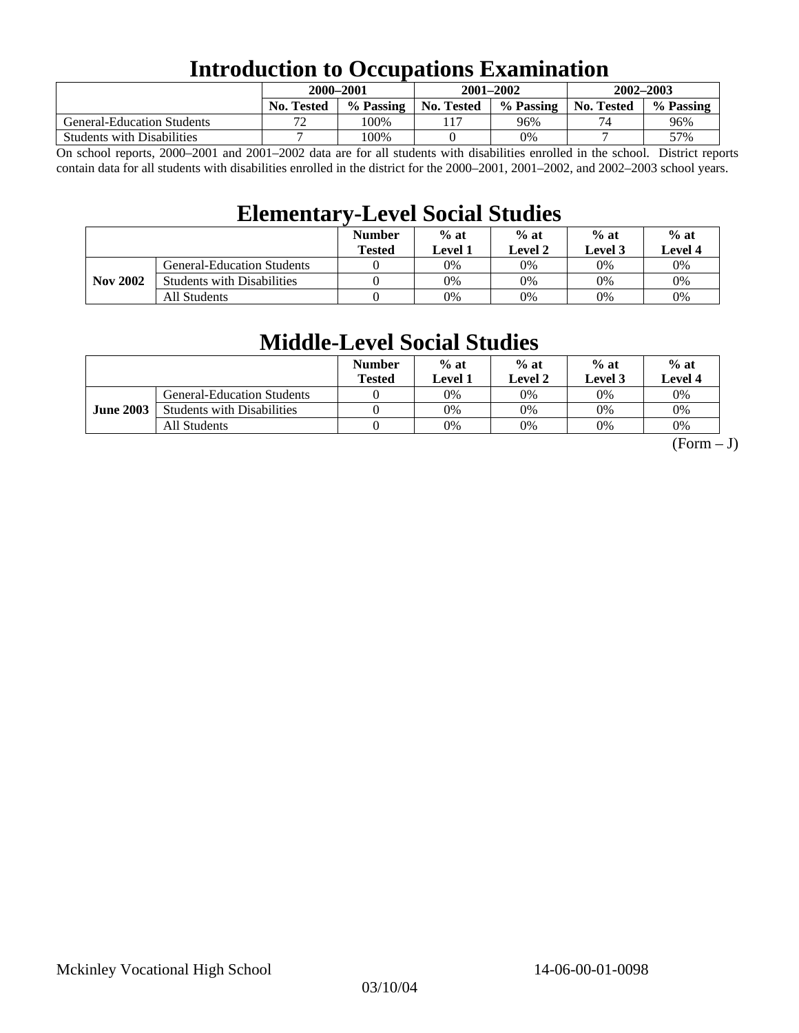# Introduction to Occupations Examination

| | 2000–2001 | | 2001–2002 | | 2002–2003 | |
|---|---|---|---|---|---|---|
| | No. Tested | % Passing | No. Tested | % Passing | No. Tested | % Passing |
| General-Education Students | 72 | 100% | 117 | 96% | 74 | 96% |
| Students with Disabilities | 7 | 100% | 0 | 0% | 7 | 57% |

On school reports, 2000–2001 and 2001–2002 data are for all students with disabilities enrolled in the school. District reports contain data for all students with disabilities enrolled in the district for the 2000–2001, 2001–2002, and 2002–2003 school years.

# Elementary-Level Social Studies

| | | Number Tested | % at Level 1 | % at Level 2 | % at Level 3 | % at Level 4 |
|---|---|---|---|---|---|---|
| Nov 2002 | General-Education Students | 0 | 0% | 0% | 0% | 0% |
| | Students with Disabilities | 0 | 0% | 0% | 0% | 0% |
| | All Students | 0 | 0% | 0% | 0% | 0% |

# Middle-Level Social Studies

| | | Number Tested | % at Level 1 | % at Level 2 | % at Level 3 | % at Level 4 |
|---|---|---|---|---|---|---|
| June 2003 | General-Education Students | 0 | 0% | 0% | 0% | 0% |
| | Students with Disabilities | 0 | 0% | 0% | 0% | 0% |
| | All Students | 0 | 0% | 0% | 0% | 0% |

(Form – J)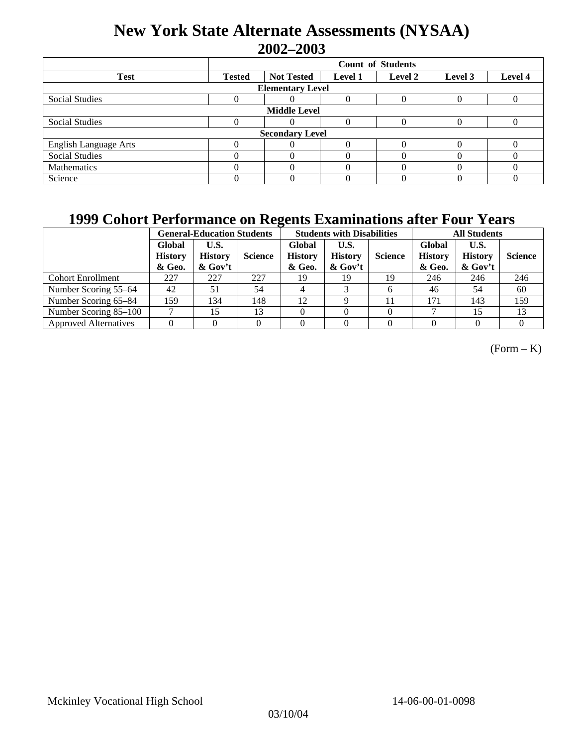# New York State Alternate Assessments (NYSAA)
## 2002–2003

| | Count of Students | | | | | |
|---|---|---|---|---|---|---|
| **Test** | **Tested** | **Not Tested** | **Level 1** | **Level 2** | **Level 3** | **Level 4** |
| **Elementary Level** | | | | | | |
| Social Studies | 0 | 0 | 0 | 0 | 0 | 0 |
| **Middle Level** | | | | | | |
| Social Studies | 0 | 0 | 0 | 0 | 0 | 0 |
| **Secondary Level** | | | | | | |
| English Language Arts | 0 | 0 | 0 | 0 | 0 | 0 |
| Social Studies | 0 | 0 | 0 | 0 | 0 | 0 |
| Mathematics | 0 | 0 | 0 | 0 | 0 | 0 |
| Science | 0 | 0 | 0 | 0 | 0 | 0 |

## 1999 Cohort Performance on Regents Examinations after Four Years

| | General-Education Students | | | Students with Disabilities | | | All Students | | |
|---|---|---|---|---|---|---|---|---|---|
| | **Global History & Geo.** | **U.S. History & Gov't** | **Science** | **Global History & Geo.** | **U.S. History & Gov't** | **Science** | **Global History & Geo.** | **U.S. History & Gov't** | **Science** |
| Cohort Enrollment | 227 | 227 | 227 | 19 | 19 | 19 | 246 | 246 | 246 |
| Number Scoring 55–64 | 42 | 51 | 54 | 4 | 3 | 6 | 46 | 54 | 60 |
| Number Scoring 65–84 | 159 | 134 | 148 | 12 | 9 | 11 | 171 | 143 | 159 |
| Number Scoring 85–100 | 7 | 15 | 13 | 0 | 0 | 0 | 7 | 15 | 13 |
| Approved Alternatives | 0 | 0 | 0 | 0 | 0 | 0 | 0 | 0 | 0 |

(Form – K)